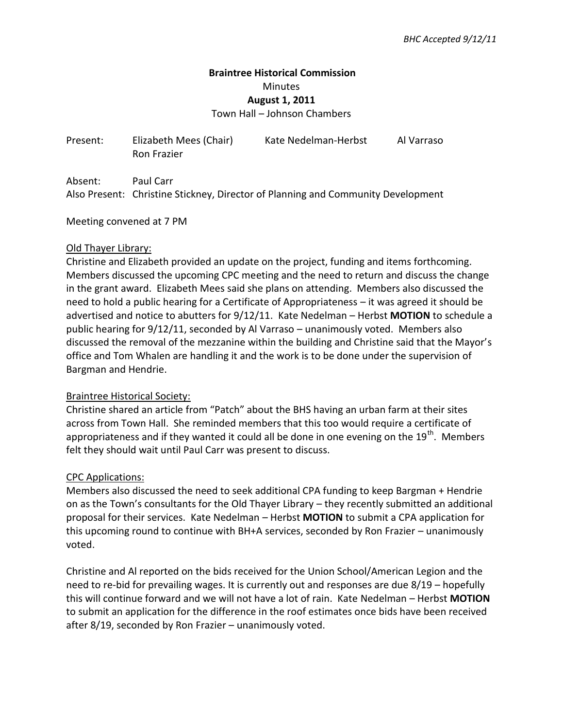*BHC Accepted 9/12/11*

**Braintree Historical Commission**

Minutes

**August 1, 2011**

Town Hall – Johnson Chambers

Present: Elizabeth Mees (Chair) Kate Nedelman-Herbst Al Varraso Ron Frazier

Absent: Paul Carr

Also Present: Christine Stickney, Director of Planning and Community Development

Meeting convened at 7 PM

Old Thayer Library:

Christine and Elizabeth provided an update on the project, funding and items forthcoming. Members discussed the upcoming CPC meeting and the need to return and discuss the change in the grant award. Elizabeth Mees said she plans on attending. Members also discussed the need to hold a public hearing for a Certificate of Appropriateness – it was agreed it should be advertised and notice to abutters for 9/12/11. Kate Nedelman – Herbst **MOTION** to schedule a public hearing for 9/12/11, seconded by Al Varraso – unanimously voted. Members also discussed the removal of the mezzanine within the building and Christine said that the Mayor's office and Tom Whalen are handling it and the work is to be done under the supervision of Bargman and Hendrie.

Braintree Historical Society:

Christine shared an article from "Patch" about the BHS having an urban farm at their sites across from Town Hall. She reminded members that this too would require a certificate of appropriateness and if they wanted it could all be done in one evening on the 19th. Members felt they should wait until Paul Carr was present to discuss.

CPC Applications:

Members also discussed the need to seek additional CPA funding to keep Bargman + Hendrie on as the Town's consultants for the Old Thayer Library – they recently submitted an additional proposal for their services. Kate Nedelman – Herbst **MOTION** to submit a CPA application for this upcoming round to continue with BH+A services, seconded by Ron Frazier – unanimously voted.

Christine and Al reported on the bids received for the Union School/American Legion and the need to re-bid for prevailing wages. It is currently out and responses are due 8/19 – hopefully this will continue forward and we will not have a lot of rain. Kate Nedelman – Herbst **MOTION** to submit an application for the difference in the roof estimates once bids have been received after 8/19, seconded by Ron Frazier – unanimously voted.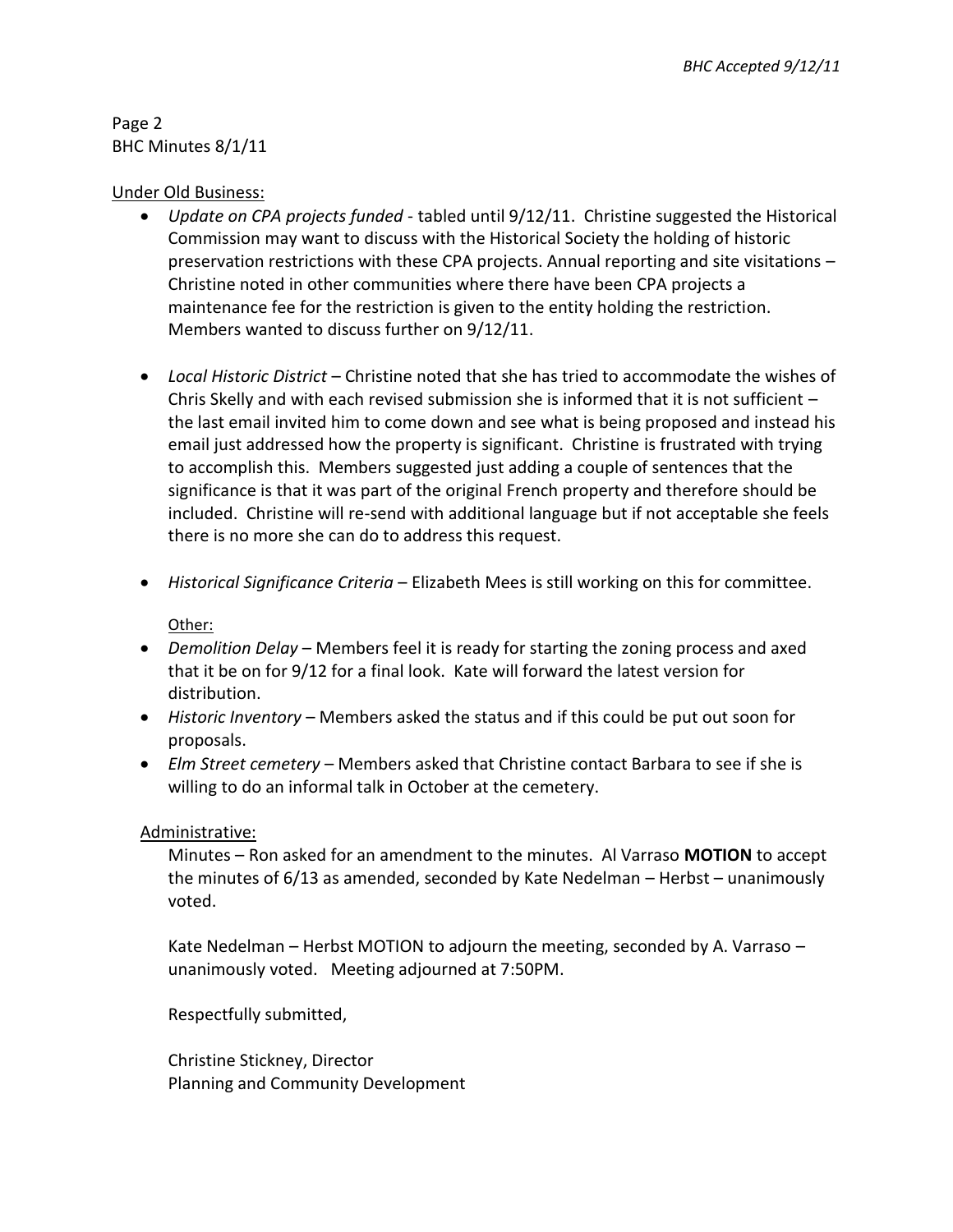Page 2
BHC Minutes 8/1/11

Under Old Business:

- *Update on CPA projects funded* - tabled until 9/12/11. Christine suggested the Historical Commission may want to discuss with the Historical Society the holding of historic preservation restrictions with these CPA projects. Annual reporting and site visitations – Christine noted in other communities where there have been CPA projects a maintenance fee for the restriction is given to the entity holding the restriction. Members wanted to discuss further on 9/12/11.

- *Local Historic District* – Christine noted that she has tried to accommodate the wishes of Chris Skelly and with each revised submission she is informed that it is not sufficient – the last email invited him to come down and see what is being proposed and instead his email just addressed how the property is significant. Christine is frustrated with trying to accomplish this. Members suggested just adding a couple of sentences that the significance is that it was part of the original French property and therefore should be included. Christine will re-send with additional language but if not acceptable she feels there is no more she can do to address this request.

- *Historical Significance Criteria* – Elizabeth Mees is still working on this for committee.

Other:

- *Demolition Delay* – Members feel it is ready for starting the zoning process and axed that it be on for 9/12 for a final look. Kate will forward the latest version for distribution.
- *Historic Inventory* – Members asked the status and if this could be put out soon for proposals.
- *Elm Street cemetery* – Members asked that Christine contact Barbara to see if she is willing to do an informal talk in October at the cemetery.

Administrative:

Minutes – Ron asked for an amendment to the minutes. Al Varraso **MOTION** to accept the minutes of 6/13 as amended, seconded by Kate Nedelman – Herbst – unanimously voted.

Kate Nedelman – Herbst MOTION to adjourn the meeting, seconded by A. Varraso – unanimously voted. Meeting adjourned at 7:50PM.

Respectfully submitted,

Christine Stickney, Director
Planning and Community Development